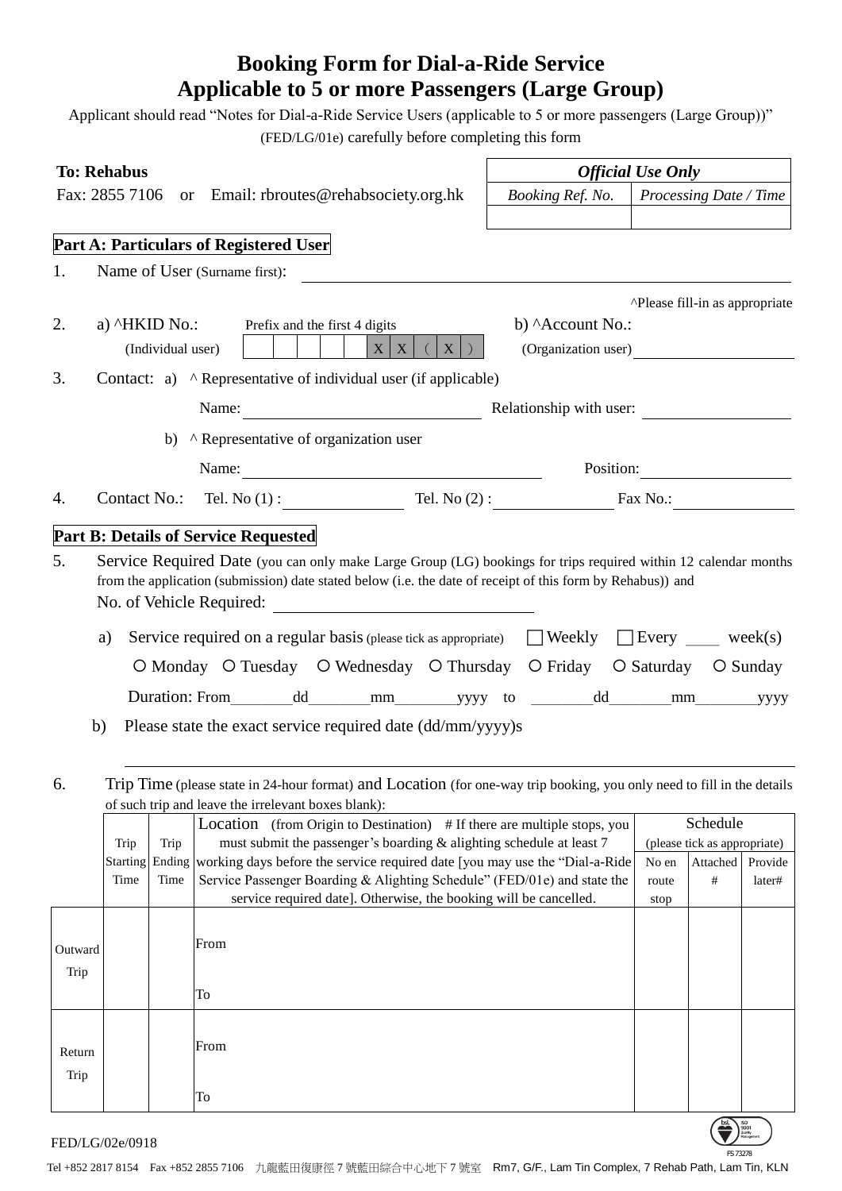# Booking Form for Dial-a-Ride Service
# Applicable to 5 or more Passengers (Large Group)

Applicant should read "Notes for Dial-a-Ride Service Users (applicable to 5 or more passengers (Large Group))" (FED/LG/01e) carefully before completing this form

**To: Rehabus**
Fax: 2855 7106 or Email: rbroutes@rehabsociety.org.hk

| *Official Use Only* | |
|---|---|
| *Booking Ref. No.* | *Processing Date / Time* |
| | |

## Part A: Particulars of Registered User

1. Name of User (Surname first): ______________________

^Please fill-in as appropriate

2. a) ^HKID No.: Prefix and the first 4 digits (Individual user) | | | | | | X | X | ( | X | ) |
   b) ^Account No.: (Organization user) ______________

3. Contact: a) ^ Representative of individual user (if applicable)
   Name: ______________ Relationship with user: ______________
   b) ^ Representative of organization user
   Name: ______________ Position: ______________

4. Contact No.: Tel. No (1) : ______________ Tel. No (2) : ______________ Fax No.: ______________

## Part B: Details of Service Requested

5. Service Required Date (you can only make Large Group (LG) bookings for trips required within 12 calendar months from the application (submission) date stated below (i.e. the date of receipt of this form by Rehabus)) and
   No. of Vehicle Required: ______________

   a) Service required on a regular basis (please tick as appropriate) ☐ Weekly ☐ Every ____ week(s)
   ○ Monday ○ Tuesday ○ Wednesday ○ Thursday ○ Friday ○ Saturday ○ Sunday
   Duration: From ________dd________mm________yyyy to ________dd________mm________yyyy

   b) Please state the exact service required date (dd/mm/yyyy)s
   ______________________________________________

6. Trip Time (please state in 24-hour format) and Location (for one-way trip booking, you only need to fill in the details of such trip and leave the irrelevant boxes blank):

| | Trip Starting Time | Trip Ending Time | Location (from Origin to Destination) # If there are multiple stops, you must submit the passenger's boarding & alighting schedule at least 7 working days before the service required date [you may use the "Dial-a-Ride Service Passenger Boarding & Alighting Schedule" (FED/01e) and state the service required date]. Otherwise, the booking will be cancelled. | Schedule (please tick as appropriate) | | |
|---|---|---|---|---|---|---|
| | | | | No en route stop | Attached # | Provide later# |
| Outward Trip | | | From<br><br>To | | | |
| Return Trip | | | From<br><br>To | | | |

FED/LG/02e/0918

Tel +852 2817 8154 Fax +852 2855 7106 九龍藍田復康徑 7 號藍田綜合中心地下 7 號室 Rm7, G/F., Lam Tin Complex, 7 Rehab Path, Lam Tin, KLN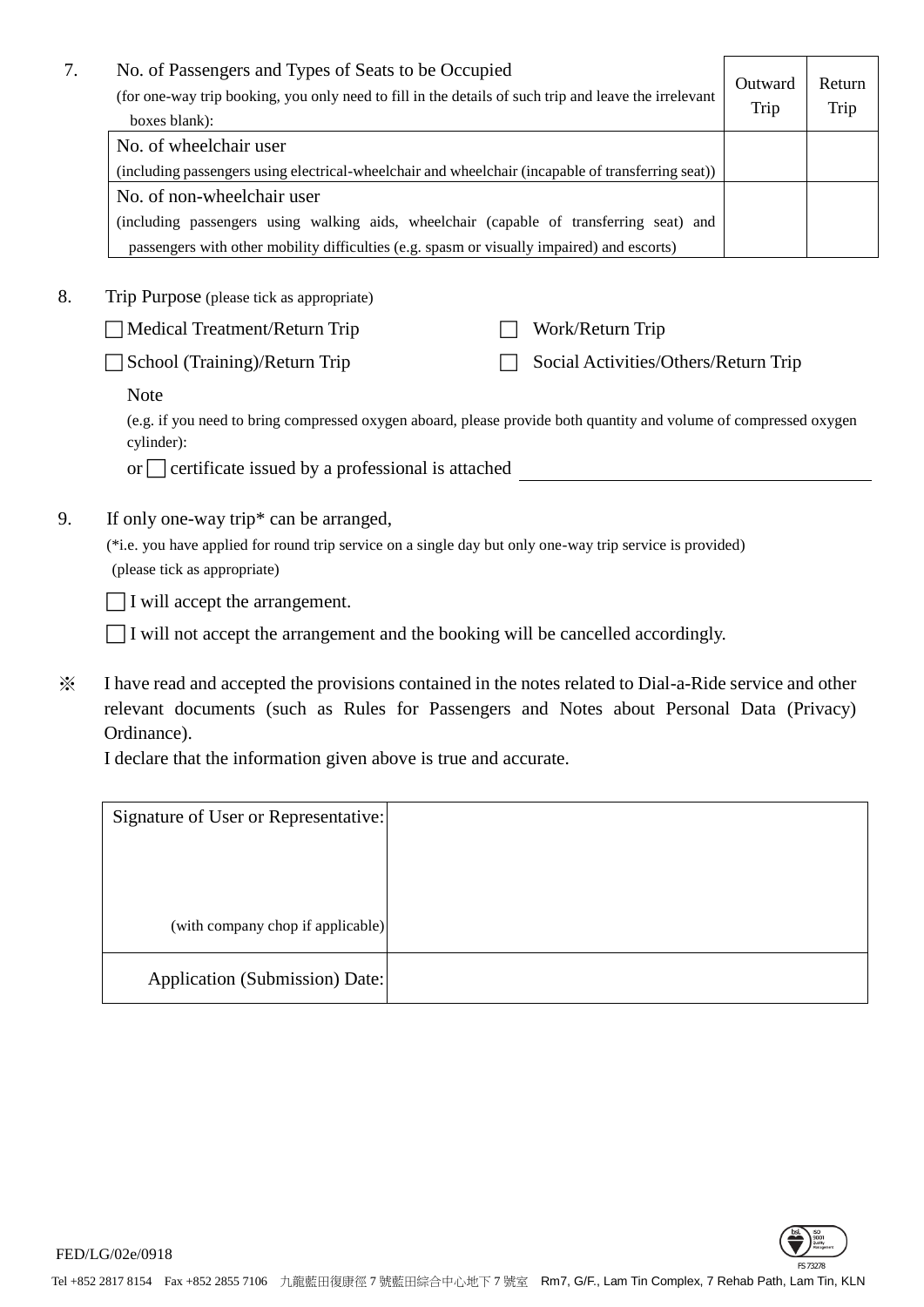7. No. of Passengers and Types of Seats to be Occupied
(for one-way trip booking, you only need to fill in the details of such trip and leave the irrelevant boxes blank):

| | Outward Trip | Return Trip |
|---|---|---|
| No. of wheelchair user (including passengers using electrical-wheelchair and wheelchair (incapable of transferring seat)) | | |
| No. of non-wheelchair user (including passengers using walking aids, wheelchair (capable of transferring seat) and passengers with other mobility difficulties (e.g. spasm or visually impaired) and escorts) | | |

8. Trip Purpose (please tick as appropriate)

☐ Medical Treatment/Return Trip ☐ Work/Return Trip

☐ School (Training)/Return Trip ☐ Social Activities/Others/Return Trip

Note
(e.g. if you need to bring compressed oxygen aboard, please provide both quantity and volume of compressed oxygen cylinder):
or ☐ certificate issued by a professional is attached ______________________

9. If only one-way trip* can be arranged,
(*i.e. you have applied for round trip service on a single day but only one-way trip service is provided)
(please tick as appropriate)

☐ I will accept the arrangement.

☐ I will not accept the arrangement and the booking will be cancelled accordingly.

※ I have read and accepted the provisions contained in the notes related to Dial-a-Ride service and other relevant documents (such as Rules for Passengers and Notes about Personal Data (Privacy) Ordinance).
I declare that the information given above is true and accurate.

| | |
|---|---|
| Signature of User or Representative: (with company chop if applicable) | |
| Application (Submission) Date: | |

FED/LG/02e/0918

Tel +852 2817 8154 Fax +852 2855 7106 九龍藍田復康徑7號藍田綜合中心地下7號室 Rm7, G/F., Lam Tin Complex, 7 Rehab Path, Lam Tin, KLN